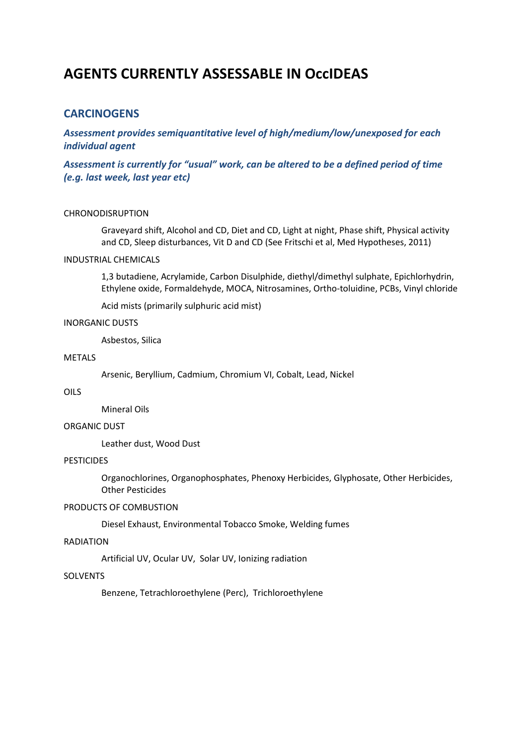# AGENTS CURRENTLY ASSESSABLE IN OccIDEAS

## CARCINOGENS

***Assessment provides semiquantitative level of high/medium/low/unexposed for each individual agent***

***Assessment is currently for "usual" work, can be altered to be a defined period of time (e.g. last week, last year etc)***

CHRONODISRUPTION

Graveyard shift, Alcohol and CD, Diet and CD, Light at night, Phase shift, Physical activity and CD, Sleep disturbances, Vit D and CD (See Fritschi et al, Med Hypotheses, 2011)

INDUSTRIAL CHEMICALS

1,3 butadiene, Acrylamide, Carbon Disulphide, diethyl/dimethyl sulphate, Epichlorhydrin, Ethylene oxide, Formaldehyde, MOCA, Nitrosamines, Ortho-toluidine, PCBs, Vinyl chloride

Acid mists (primarily sulphuric acid mist)

INORGANIC DUSTS

Asbestos, Silica

METALS

Arsenic, Beryllium, Cadmium, Chromium VI, Cobalt, Lead, Nickel

OILS

Mineral Oils

ORGANIC DUST

Leather dust, Wood Dust

PESTICIDES

Organochlorines, Organophosphates, Phenoxy Herbicides, Glyphosate, Other Herbicides, Other Pesticides

PRODUCTS OF COMBUSTION

Diesel Exhaust, Environmental Tobacco Smoke, Welding fumes

RADIATION

Artificial UV, Ocular UV, Solar UV, Ionizing radiation

SOLVENTS

Benzene, Tetrachloroethylene (Perc), Trichloroethylene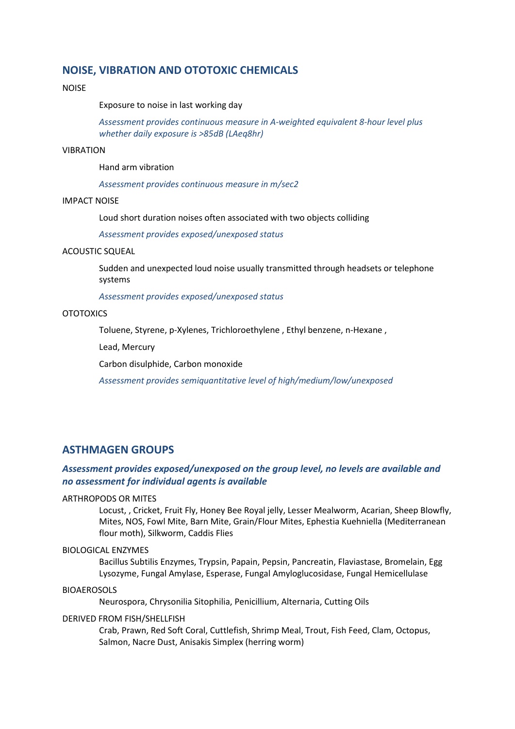## NOISE, VIBRATION AND OTOTOXIC CHEMICALS

NOISE

Exposure to noise in last working day

*Assessment provides continuous measure in A-weighted equivalent 8-hour level plus whether daily exposure is >85dB (LAeq8hr)*

VIBRATION

Hand arm vibration

*Assessment provides continuous measure in m/sec2*

IMPACT NOISE

Loud short duration noises often associated with two objects colliding

*Assessment provides exposed/unexposed status*

ACOUSTIC SQUEAL

Sudden and unexpected loud noise usually transmitted through headsets or telephone systems

*Assessment provides exposed/unexposed status*

OTOTOXICS

Toluene, Styrene, p-Xylenes, Trichloroethylene , Ethyl benzene, n-Hexane ,

Lead, Mercury

Carbon disulphide, Carbon monoxide

*Assessment provides semiquantitative level of high/medium/low/unexposed*

## ASTHMAGEN GROUPS

***Assessment provides exposed/unexposed on the group level, no levels are available and no assessment for individual agents is available***

ARTHROPODS OR MITES

Locust, , Cricket, Fruit Fly, Honey Bee Royal jelly, Lesser Mealworm, Acarian, Sheep Blowfly, Mites, NOS, Fowl Mite, Barn Mite, Grain/Flour Mites, Ephestia Kuehniella (Mediterranean flour moth), Silkworm, Caddis Flies

BIOLOGICAL ENZYMES

Bacillus Subtilis Enzymes, Trypsin, Papain, Pepsin, Pancreatin, Flaviastase, Bromelain, Egg Lysozyme, Fungal Amylase, Esperase, Fungal Amyloglucosidase, Fungal Hemicellulase

BIOAEROSOLS

Neurospora, Chrysonilia Sitophilia, Penicillium, Alternaria, Cutting Oils

DERIVED FROM FISH/SHELLFISH

Crab, Prawn, Red Soft Coral, Cuttlefish, Shrimp Meal, Trout, Fish Feed, Clam, Octopus, Salmon, Nacre Dust, Anisakis Simplex (herring worm)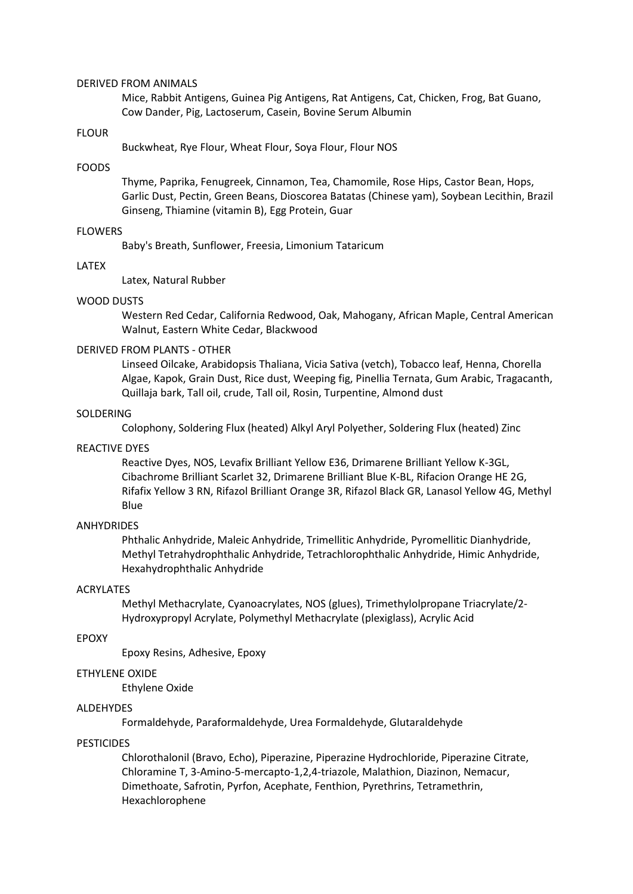DERIVED FROM ANIMALS

Mice, Rabbit Antigens, Guinea Pig Antigens, Rat Antigens, Cat, Chicken, Frog, Bat Guano, Cow Dander, Pig, Lactoserum, Casein, Bovine Serum Albumin

FLOUR

Buckwheat, Rye Flour, Wheat Flour, Soya Flour, Flour NOS

FOODS

Thyme, Paprika, Fenugreek, Cinnamon, Tea, Chamomile, Rose Hips, Castor Bean, Hops, Garlic Dust, Pectin, Green Beans, Dioscorea Batatas (Chinese yam), Soybean Lecithin, Brazil Ginseng, Thiamine (vitamin B), Egg Protein, Guar

FLOWERS

Baby's Breath, Sunflower, Freesia, Limonium Tataricum

LATEX

Latex, Natural Rubber

WOOD DUSTS

Western Red Cedar, California Redwood, Oak, Mahogany, African Maple, Central American Walnut, Eastern White Cedar, Blackwood

DERIVED FROM PLANTS - OTHER

Linseed Oilcake, Arabidopsis Thaliana, Vicia Sativa (vetch), Tobacco leaf, Henna, Chorella Algae, Kapok, Grain Dust, Rice dust, Weeping fig, Pinellia Ternata, Gum Arabic, Tragacanth, Quillaja bark, Tall oil, crude, Tall oil, Rosin, Turpentine, Almond dust

SOLDERING

Colophony, Soldering Flux (heated) Alkyl Aryl Polyether, Soldering Flux (heated) Zinc

REACTIVE DYES

Reactive Dyes, NOS, Levafix Brilliant Yellow E36, Drimarene Brilliant Yellow K-3GL, Cibachrome Brilliant Scarlet 32, Drimarene Brilliant Blue K-BL, Rifacion Orange HE 2G, Rifafix Yellow 3 RN, Rifazol Brilliant Orange 3R, Rifazol Black GR, Lanasol Yellow 4G, Methyl Blue

ANHYDRIDES

Phthalic Anhydride, Maleic Anhydride, Trimellitic Anhydride, Pyromellitic Dianhydride, Methyl Tetrahydrophthalic Anhydride, Tetrachlorophthalic Anhydride, Himic Anhydride, Hexahydrophthalic Anhydride

ACRYLATES

Methyl Methacrylate, Cyanoacrylates, NOS (glues), Trimethylolpropane Triacrylate/2-Hydroxypropyl Acrylate, Polymethyl Methacrylate (plexiglass), Acrylic Acid

EPOXY

Epoxy Resins, Adhesive, Epoxy

ETHYLENE OXIDE

Ethylene Oxide

ALDEHYDES

Formaldehyde, Paraformaldehyde, Urea Formaldehyde, Glutaraldehyde

PESTICIDES

Chlorothalonil (Bravo, Echo), Piperazine, Piperazine Hydrochloride, Piperazine Citrate, Chloramine T, 3-Amino-5-mercapto-1,2,4-triazole, Malathion, Diazinon, Nemacur, Dimethoate, Safrotin, Pyrfon, Acephate, Fenthion, Pyrethrins, Tetramethrin, Hexachlorophene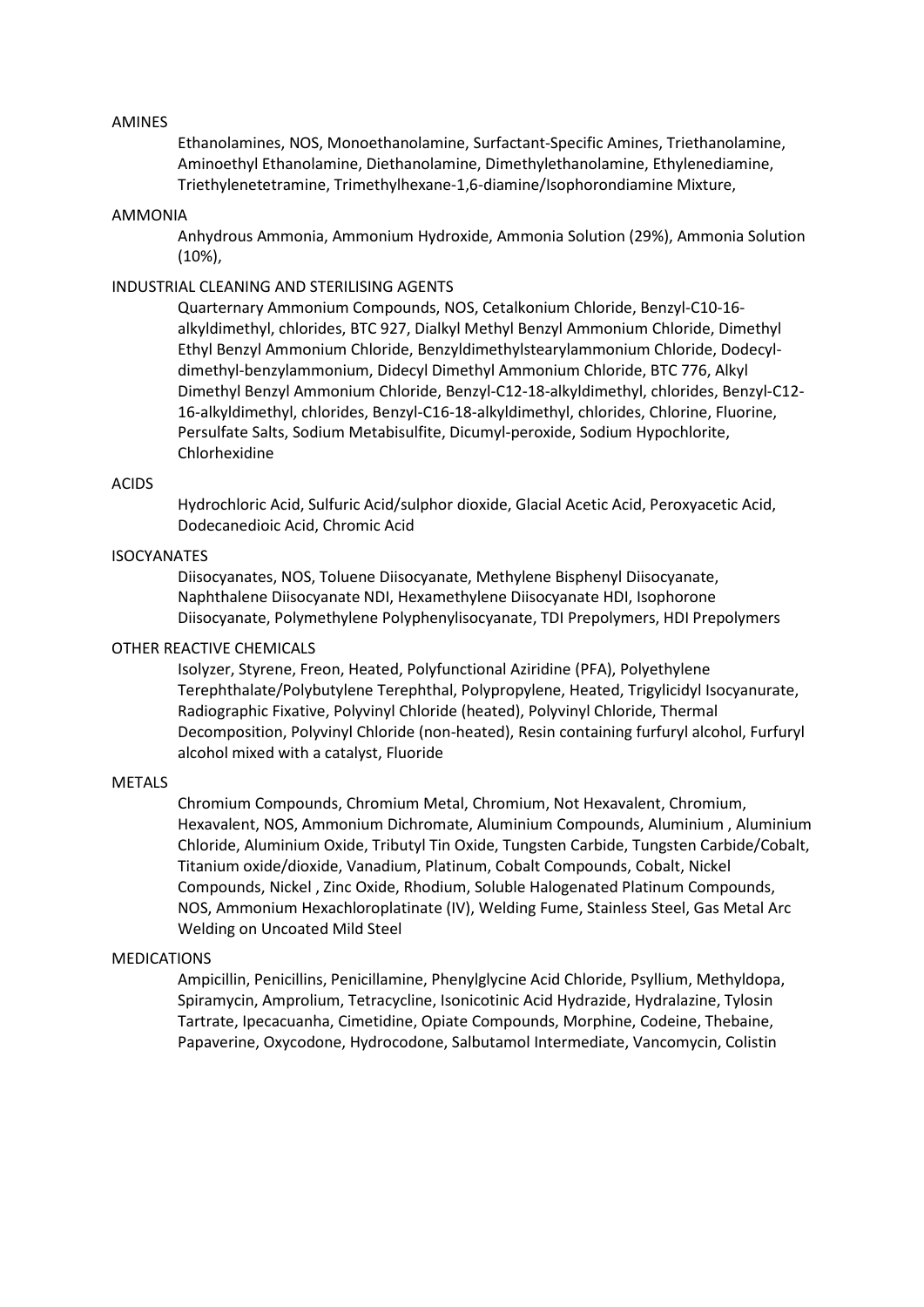AMINES

Ethanolamines, NOS, Monoethanolamine, Surfactant-Specific Amines, Triethanolamine, Aminoethyl Ethanolamine, Diethanolamine, Dimethylethanolamine, Ethylenediamine, Triethylenetetramine, Trimethylhexane-1,6-diamine/Isophorondiamine Mixture,

AMMONIA

Anhydrous Ammonia, Ammonium Hydroxide, Ammonia Solution (29%), Ammonia Solution (10%),

INDUSTRIAL CLEANING AND STERILISING AGENTS

Quarternary Ammonium Compounds, NOS, Cetalkonium Chloride, Benzyl-C10-16-alkyldimethyl, chlorides, BTC 927, Dialkyl Methyl Benzyl Ammonium Chloride, Dimethyl Ethyl Benzyl Ammonium Chloride, Benzyldimethylstearylammonium Chloride, Dodecyl-dimethyl-benzylammonium, Didecyl Dimethyl Ammonium Chloride, BTC 776, Alkyl Dimethyl Benzyl Ammonium Chloride, Benzyl-C12-18-alkyldimethyl, chlorides, Benzyl-C12-16-alkyldimethyl, chlorides, Benzyl-C16-18-alkyldimethyl, chlorides, Chlorine, Fluorine, Persulfate Salts, Sodium Metabisulfite, Dicumyl-peroxide, Sodium Hypochlorite, Chlorhexidine

ACIDS

Hydrochloric Acid, Sulfuric Acid/sulphor dioxide, Glacial Acetic Acid, Peroxyacetic Acid, Dodecanedioic Acid, Chromic Acid

ISOCYANATES

Diisocyanates, NOS, Toluene Diisocyanate, Methylene Bisphenyl Diisocyanate, Naphthalene Diisocyanate NDI, Hexamethylene Diisocyanate HDI, Isophorone Diisocyanate, Polymethylene Polyphenylisocyanate, TDI Prepolymers, HDI Prepolymers

OTHER REACTIVE CHEMICALS

Isolyzer, Styrene, Freon, Heated, Polyfunctional Aziridine (PFA), Polyethylene Terephthalate/Polybutylene Terephthal, Polypropylene, Heated, Trigylicidyl Isocyanurate, Radiographic Fixative, Polyvinyl Chloride (heated), Polyvinyl Chloride, Thermal Decomposition, Polyvinyl Chloride (non-heated), Resin containing furfuryl alcohol, Furfuryl alcohol mixed with a catalyst, Fluoride

METALS

Chromium Compounds, Chromium Metal, Chromium, Not Hexavalent, Chromium, Hexavalent, NOS, Ammonium Dichromate, Aluminium Compounds, Aluminium , Aluminium Chloride, Aluminium Oxide, Tributyl Tin Oxide, Tungsten Carbide, Tungsten Carbide/Cobalt, Titanium oxide/dioxide, Vanadium, Platinum, Cobalt Compounds, Cobalt, Nickel Compounds, Nickel , Zinc Oxide, Rhodium, Soluble Halogenated Platinum Compounds, NOS, Ammonium Hexachloroplatinate (IV), Welding Fume, Stainless Steel, Gas Metal Arc Welding on Uncoated Mild Steel

MEDICATIONS

Ampicillin, Penicillins, Penicillamine, Phenylglycine Acid Chloride, Psyllium, Methyldopa, Spiramycin, Amprolium, Tetracycline, Isonicotinic Acid Hydrazide, Hydralazine, Tylosin Tartrate, Ipecacuanha, Cimetidine, Opiate Compounds, Morphine, Codeine, Thebaine, Papaverine, Oxycodone, Hydrocodone, Salbutamol Intermediate, Vancomycin, Colistin